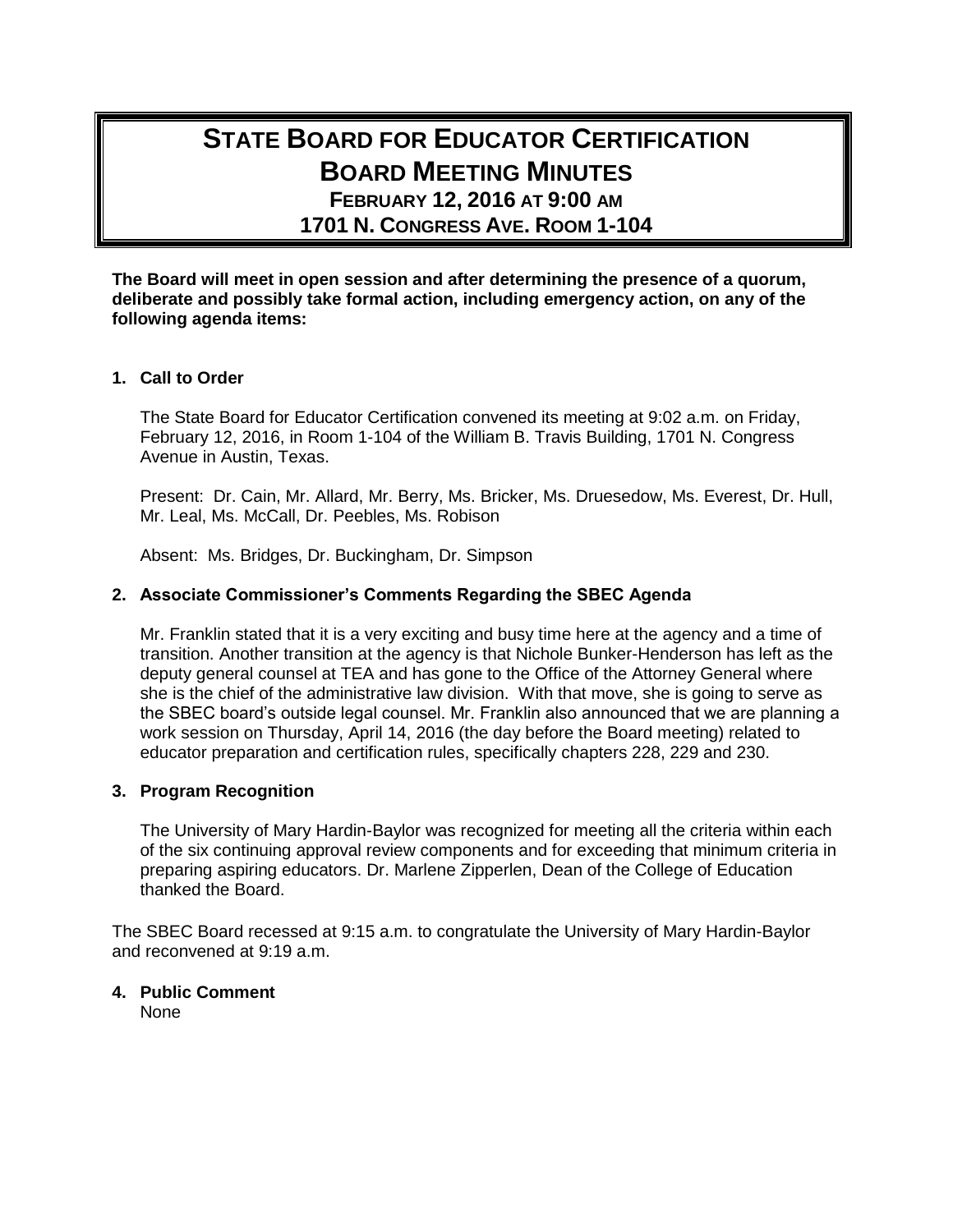# STATE BOARD FOR EDUCATOR CERTIFICATION
# BOARD MEETING MINUTES
## FEBRUARY 12, 2016 AT 9:00 AM
## 1701 N. CONGRESS AVE. ROOM 1-104

**The Board will meet in open session and after determining the presence of a quorum, deliberate and possibly take formal action, including emergency action, on any of the following agenda items:**

**1. Call to Order**

The State Board for Educator Certification convened its meeting at 9:02 a.m. on Friday, February 12, 2016, in Room 1-104 of the William B. Travis Building, 1701 N. Congress Avenue in Austin, Texas.

Present: Dr. Cain, Mr. Allard, Mr. Berry, Ms. Bricker, Ms. Druesedow, Ms. Everest, Dr. Hull, Mr. Leal, Ms. McCall, Dr. Peebles, Ms. Robison

Absent: Ms. Bridges, Dr. Buckingham, Dr. Simpson

**2. Associate Commissioner's Comments Regarding the SBEC Agenda**

Mr. Franklin stated that it is a very exciting and busy time here at the agency and a time of transition. Another transition at the agency is that Nichole Bunker-Henderson has left as the deputy general counsel at TEA and has gone to the Office of the Attorney General where she is the chief of the administrative law division. With that move, she is going to serve as the SBEC board's outside legal counsel. Mr. Franklin also announced that we are planning a work session on Thursday, April 14, 2016 (the day before the Board meeting) related to educator preparation and certification rules, specifically chapters 228, 229 and 230.

**3. Program Recognition**

The University of Mary Hardin-Baylor was recognized for meeting all the criteria within each of the six continuing approval review components and for exceeding that minimum criteria in preparing aspiring educators. Dr. Marlene Zipperlen, Dean of the College of Education thanked the Board.

The SBEC Board recessed at 9:15 a.m. to congratulate the University of Mary Hardin-Baylor and reconvened at 9:19 a.m.

**4. Public Comment**

None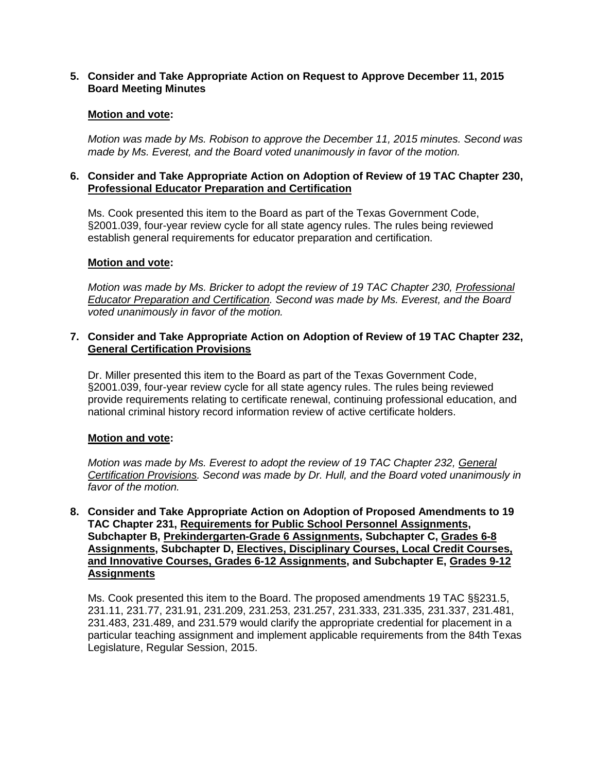**5. Consider and Take Appropriate Action on Request to Approve December 11, 2015 Board Meeting Minutes**

**Motion and vote:**

*Motion was made by Ms. Robison to approve the December 11, 2015 minutes. Second was made by Ms. Everest, and the Board voted unanimously in favor of the motion.*

**6. Consider and Take Appropriate Action on Adoption of Review of 19 TAC Chapter 230, Professional Educator Preparation and Certification**

Ms. Cook presented this item to the Board as part of the Texas Government Code, §2001.039, four-year review cycle for all state agency rules. The rules being reviewed establish general requirements for educator preparation and certification.

**Motion and vote:**

*Motion was made by Ms. Bricker to adopt the review of 19 TAC Chapter 230, Professional Educator Preparation and Certification. Second was made by Ms. Everest, and the Board voted unanimously in favor of the motion.*

**7. Consider and Take Appropriate Action on Adoption of Review of 19 TAC Chapter 232, General Certification Provisions**

Dr. Miller presented this item to the Board as part of the Texas Government Code, §2001.039, four-year review cycle for all state agency rules. The rules being reviewed provide requirements relating to certificate renewal, continuing professional education, and national criminal history record information review of active certificate holders.

**Motion and vote:**

*Motion was made by Ms. Everest to adopt the review of 19 TAC Chapter 232, General Certification Provisions. Second was made by Dr. Hull, and the Board voted unanimously in favor of the motion.*

**8. Consider and Take Appropriate Action on Adoption of Proposed Amendments to 19 TAC Chapter 231, Requirements for Public School Personnel Assignments, Subchapter B, Prekindergarten-Grade 6 Assignments, Subchapter C, Grades 6-8 Assignments, Subchapter D, Electives, Disciplinary Courses, Local Credit Courses, and Innovative Courses, Grades 6-12 Assignments, and Subchapter E, Grades 9-12 Assignments**

Ms. Cook presented this item to the Board. The proposed amendments 19 TAC §§231.5, 231.11, 231.77, 231.91, 231.209, 231.253, 231.257, 231.333, 231.335, 231.337, 231.481, 231.483, 231.489, and 231.579 would clarify the appropriate credential for placement in a particular teaching assignment and implement applicable requirements from the 84th Texas Legislature, Regular Session, 2015.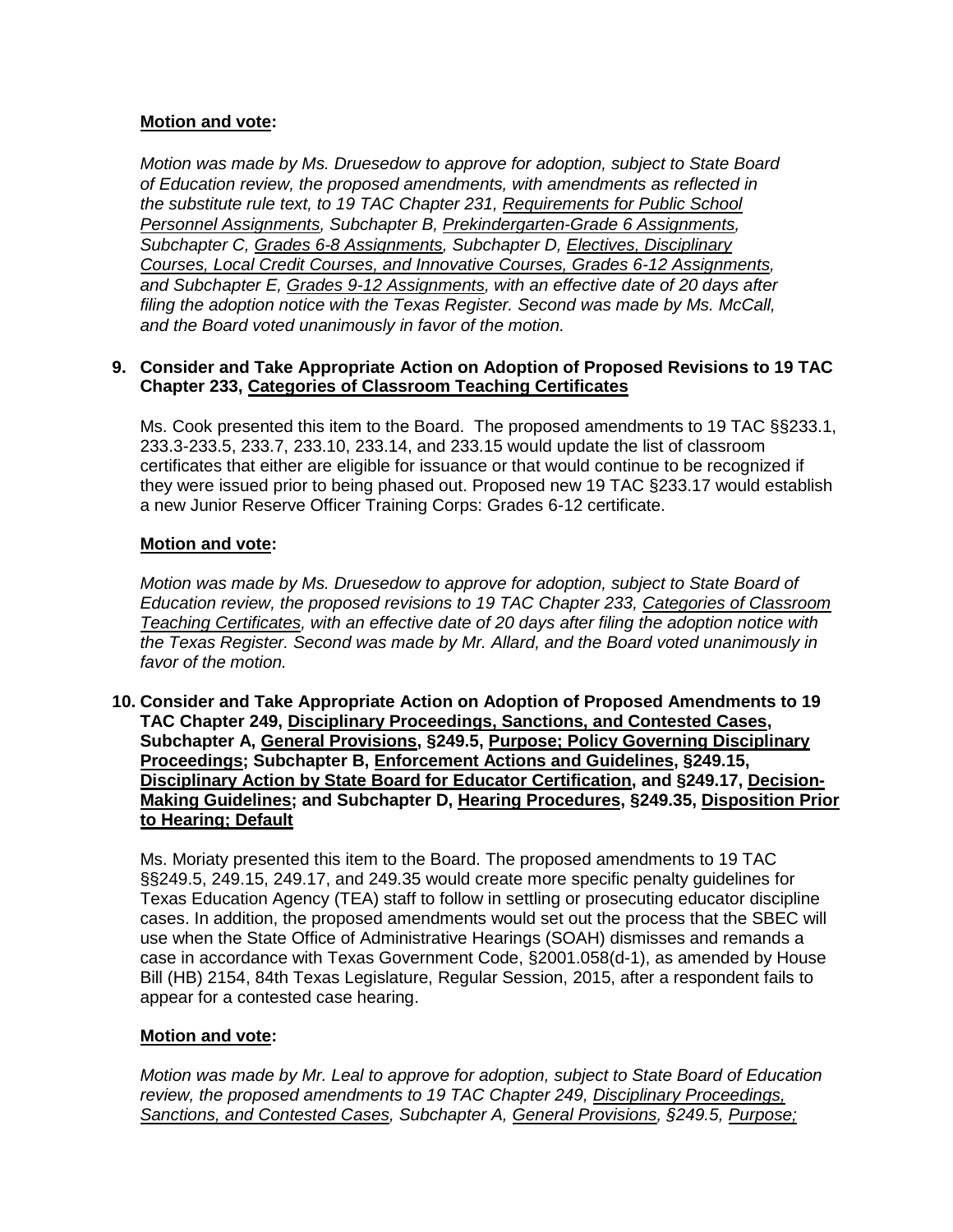**Motion and vote:**

*Motion was made by Ms. Druesedow to approve for adoption, subject to State Board of Education review, the proposed amendments, with amendments as reflected in the substitute rule text, to 19 TAC Chapter 231, Requirements for Public School Personnel Assignments, Subchapter B, Prekindergarten-Grade 6 Assignments, Subchapter C, Grades 6-8 Assignments, Subchapter D, Electives, Disciplinary Courses, Local Credit Courses, and Innovative Courses, Grades 6-12 Assignments, and Subchapter E, Grades 9-12 Assignments, with an effective date of 20 days after filing the adoption notice with the Texas Register. Second was made by Ms. McCall, and the Board voted unanimously in favor of the motion.*

**9. Consider and Take Appropriate Action on Adoption of Proposed Revisions to 19 TAC Chapter 233, Categories of Classroom Teaching Certificates**

Ms. Cook presented this item to the Board. The proposed amendments to 19 TAC §§233.1, 233.3-233.5, 233.7, 233.10, 233.14, and 233.15 would update the list of classroom certificates that either are eligible for issuance or that would continue to be recognized if they were issued prior to being phased out. Proposed new 19 TAC §233.17 would establish a new Junior Reserve Officer Training Corps: Grades 6-12 certificate.

**Motion and vote:**

*Motion was made by Ms. Druesedow to approve for adoption, subject to State Board of Education review, the proposed revisions to 19 TAC Chapter 233, Categories of Classroom Teaching Certificates, with an effective date of 20 days after filing the adoption notice with the Texas Register. Second was made by Mr. Allard, and the Board voted unanimously in favor of the motion.*

**10. Consider and Take Appropriate Action on Adoption of Proposed Amendments to 19 TAC Chapter 249, Disciplinary Proceedings, Sanctions, and Contested Cases, Subchapter A, General Provisions, §249.5, Purpose; Policy Governing Disciplinary Proceedings; Subchapter B, Enforcement Actions and Guidelines, §249.15, Disciplinary Action by State Board for Educator Certification, and §249.17, Decision-Making Guidelines; and Subchapter D, Hearing Procedures, §249.35, Disposition Prior to Hearing; Default**

Ms. Moriaty presented this item to the Board. The proposed amendments to 19 TAC §§249.5, 249.15, 249.17, and 249.35 would create more specific penalty guidelines for Texas Education Agency (TEA) staff to follow in settling or prosecuting educator discipline cases. In addition, the proposed amendments would set out the process that the SBEC will use when the State Office of Administrative Hearings (SOAH) dismisses and remands a case in accordance with Texas Government Code, §2001.058(d-1), as amended by House Bill (HB) 2154, 84th Texas Legislature, Regular Session, 2015, after a respondent fails to appear for a contested case hearing.

**Motion and vote:**

*Motion was made by Mr. Leal to approve for adoption, subject to State Board of Education review, the proposed amendments to 19 TAC Chapter 249, Disciplinary Proceedings, Sanctions, and Contested Cases, Subchapter A, General Provisions, §249.5, Purpose;*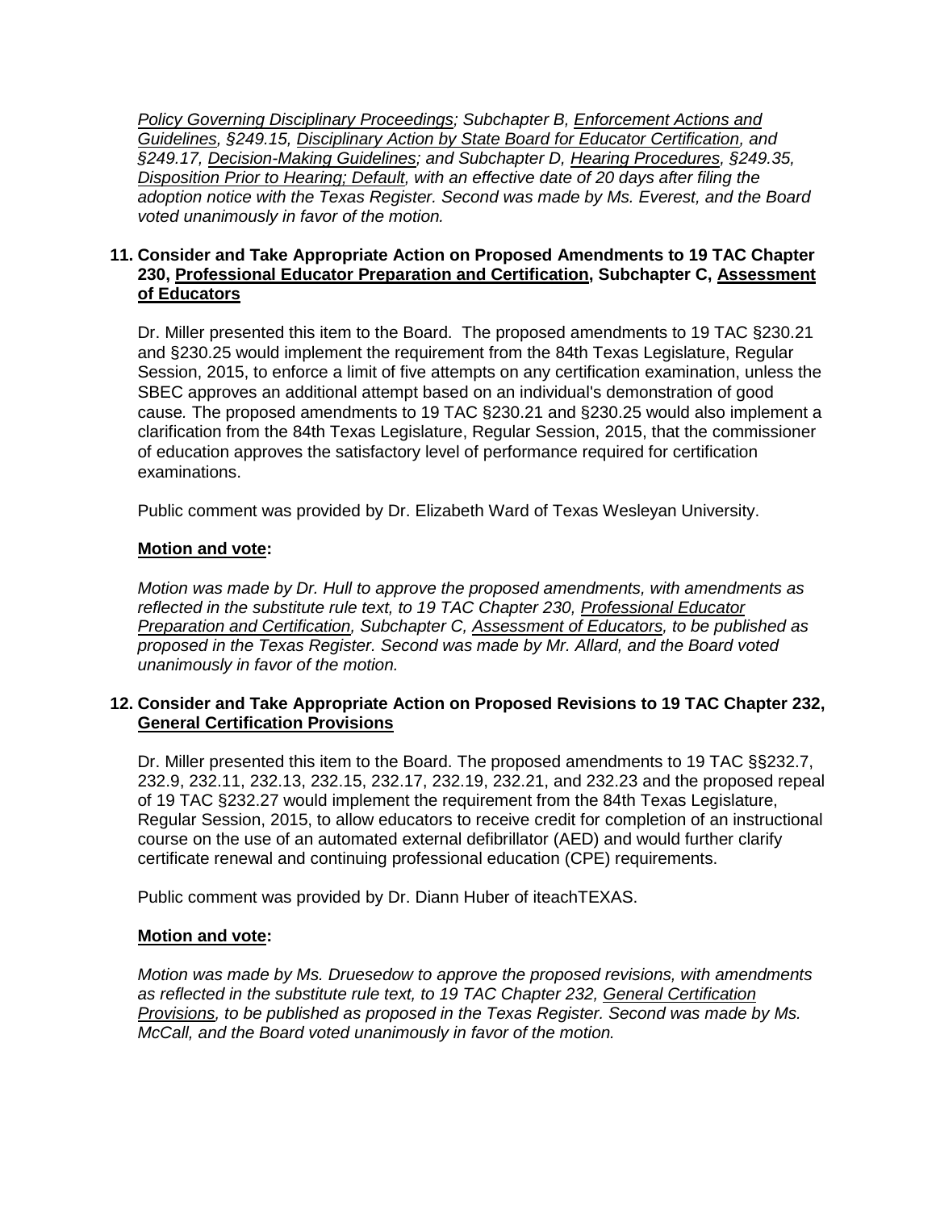*Policy Governing Disciplinary Proceedings; Subchapter B, Enforcement Actions and Guidelines, §249.15, Disciplinary Action by State Board for Educator Certification, and §249.17, Decision-Making Guidelines; and Subchapter D, Hearing Procedures, §249.35, Disposition Prior to Hearing; Default, with an effective date of 20 days after filing the adoption notice with the Texas Register. Second was made by Ms. Everest, and the Board voted unanimously in favor of the motion.*

**11. Consider and Take Appropriate Action on Proposed Amendments to 19 TAC Chapter 230, Professional Educator Preparation and Certification, Subchapter C, Assessment of Educators**

Dr. Miller presented this item to the Board. The proposed amendments to 19 TAC §230.21 and §230.25 would implement the requirement from the 84th Texas Legislature, Regular Session, 2015, to enforce a limit of five attempts on any certification examination, unless the SBEC approves an additional attempt based on an individual's demonstration of good cause. The proposed amendments to 19 TAC §230.21 and §230.25 would also implement a clarification from the 84th Texas Legislature, Regular Session, 2015, that the commissioner of education approves the satisfactory level of performance required for certification examinations.

Public comment was provided by Dr. Elizabeth Ward of Texas Wesleyan University.

**Motion and vote:**

*Motion was made by Dr. Hull to approve the proposed amendments, with amendments as reflected in the substitute rule text, to 19 TAC Chapter 230, Professional Educator Preparation and Certification, Subchapter C, Assessment of Educators, to be published as proposed in the Texas Register. Second was made by Mr. Allard, and the Board voted unanimously in favor of the motion.*

**12. Consider and Take Appropriate Action on Proposed Revisions to 19 TAC Chapter 232, General Certification Provisions**

Dr. Miller presented this item to the Board. The proposed amendments to 19 TAC §§232.7, 232.9, 232.11, 232.13, 232.15, 232.17, 232.19, 232.21, and 232.23 and the proposed repeal of 19 TAC §232.27 would implement the requirement from the 84th Texas Legislature, Regular Session, 2015, to allow educators to receive credit for completion of an instructional course on the use of an automated external defibrillator (AED) and would further clarify certificate renewal and continuing professional education (CPE) requirements.

Public comment was provided by Dr. Diann Huber of iteachTEXAS.

**Motion and vote:**

*Motion was made by Ms. Druesedow to approve the proposed revisions, with amendments as reflected in the substitute rule text, to 19 TAC Chapter 232, General Certification Provisions, to be published as proposed in the Texas Register. Second was made by Ms. McCall, and the Board voted unanimously in favor of the motion.*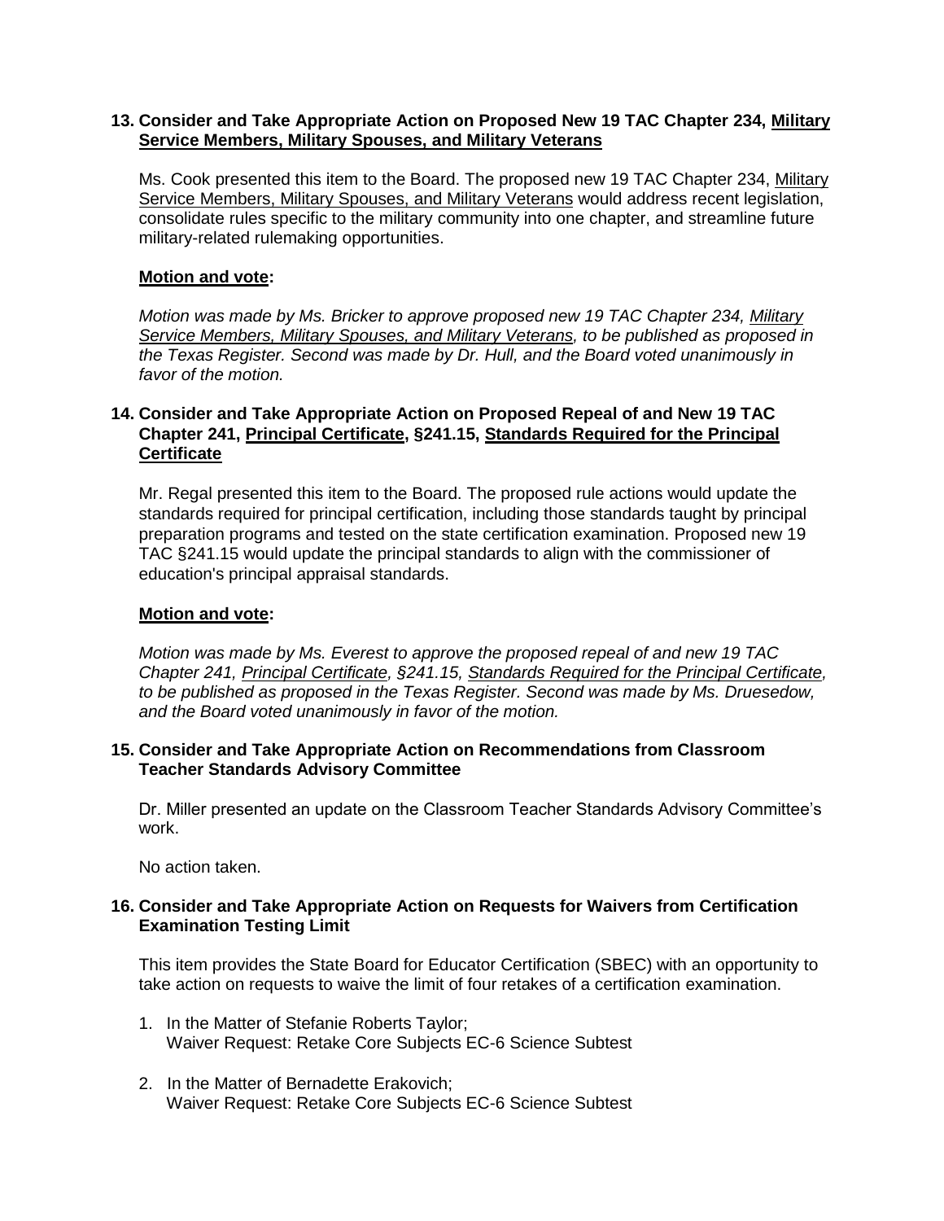### 13. Consider and Take Appropriate Action on Proposed New 19 TAC Chapter 234, Military Service Members, Military Spouses, and Military Veterans

Ms. Cook presented this item to the Board. The proposed new 19 TAC Chapter 234, Military Service Members, Military Spouses, and Military Veterans would address recent legislation, consolidate rules specific to the military community into one chapter, and streamline future military-related rulemaking opportunities.

**Motion and vote:**

*Motion was made by Ms. Bricker to approve proposed new 19 TAC Chapter 234, Military Service Members, Military Spouses, and Military Veterans, to be published as proposed in the Texas Register. Second was made by Dr. Hull, and the Board voted unanimously in favor of the motion.*

### 14. Consider and Take Appropriate Action on Proposed Repeal of and New 19 TAC Chapter 241, Principal Certificate, §241.15, Standards Required for the Principal Certificate

Mr. Regal presented this item to the Board. The proposed rule actions would update the standards required for principal certification, including those standards taught by principal preparation programs and tested on the state certification examination. Proposed new 19 TAC §241.15 would update the principal standards to align with the commissioner of education's principal appraisal standards.

**Motion and vote:**

*Motion was made by Ms. Everest to approve the proposed repeal of and new 19 TAC Chapter 241, Principal Certificate, §241.15, Standards Required for the Principal Certificate, to be published as proposed in the Texas Register. Second was made by Ms. Druesedow, and the Board voted unanimously in favor of the motion.*

### 15. Consider and Take Appropriate Action on Recommendations from Classroom Teacher Standards Advisory Committee

Dr. Miller presented an update on the Classroom Teacher Standards Advisory Committee's work.

No action taken.

### 16. Consider and Take Appropriate Action on Requests for Waivers from Certification Examination Testing Limit

This item provides the State Board for Educator Certification (SBEC) with an opportunity to take action on requests to waive the limit of four retakes of a certification examination.

1. In the Matter of Stefanie Roberts Taylor;
   Waiver Request: Retake Core Subjects EC-6 Science Subtest
2. In the Matter of Bernadette Erakovich;
   Waiver Request: Retake Core Subjects EC-6 Science Subtest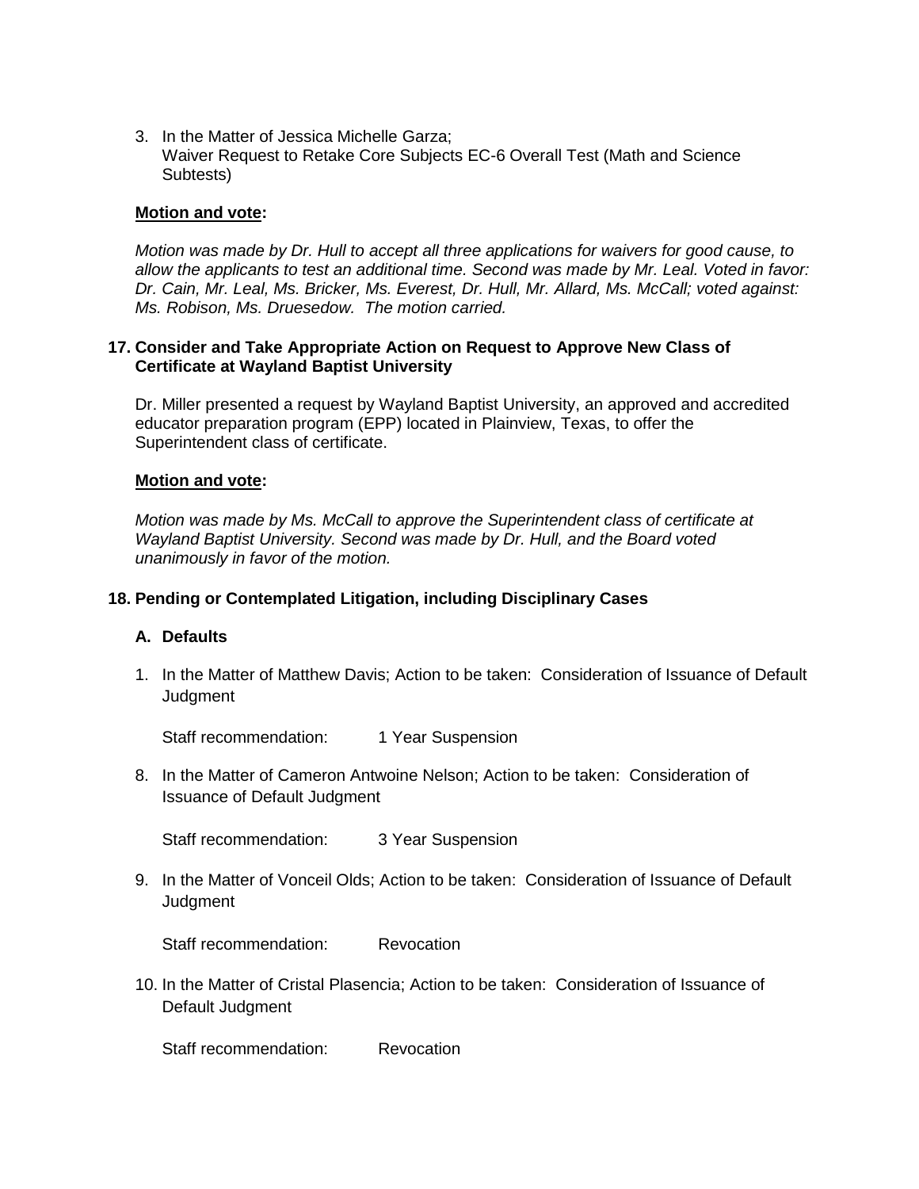3. In the Matter of Jessica Michelle Garza;
   Waiver Request to Retake Core Subjects EC-6 Overall Test (Math and Science Subtests)

**Motion and vote:**

*Motion was made by Dr. Hull to accept all three applications for waivers for good cause, to allow the applicants to test an additional time. Second was made by Mr. Leal. Voted in favor: Dr. Cain, Mr. Leal, Ms. Bricker, Ms. Everest, Dr. Hull, Mr. Allard, Ms. McCall; voted against: Ms. Robison, Ms. Druesedow. The motion carried.*

**17. Consider and Take Appropriate Action on Request to Approve New Class of Certificate at Wayland Baptist University**

Dr. Miller presented a request by Wayland Baptist University, an approved and accredited educator preparation program (EPP) located in Plainview, Texas, to offer the Superintendent class of certificate.

**Motion and vote:**

*Motion was made by Ms. McCall to approve the Superintendent class of certificate at Wayland Baptist University. Second was made by Dr. Hull, and the Board voted unanimously in favor of the motion.*

**18. Pending or Contemplated Litigation, including Disciplinary Cases**

**A. Defaults**

1. In the Matter of Matthew Davis; Action to be taken: Consideration of Issuance of Default Judgment

   Staff recommendation: 1 Year Suspension

8. In the Matter of Cameron Antwoine Nelson; Action to be taken: Consideration of Issuance of Default Judgment

   Staff recommendation: 3 Year Suspension

9. In the Matter of Vonceil Olds; Action to be taken: Consideration of Issuance of Default Judgment

   Staff recommendation: Revocation

10. In the Matter of Cristal Plasencia; Action to be taken: Consideration of Issuance of Default Judgment

    Staff recommendation: Revocation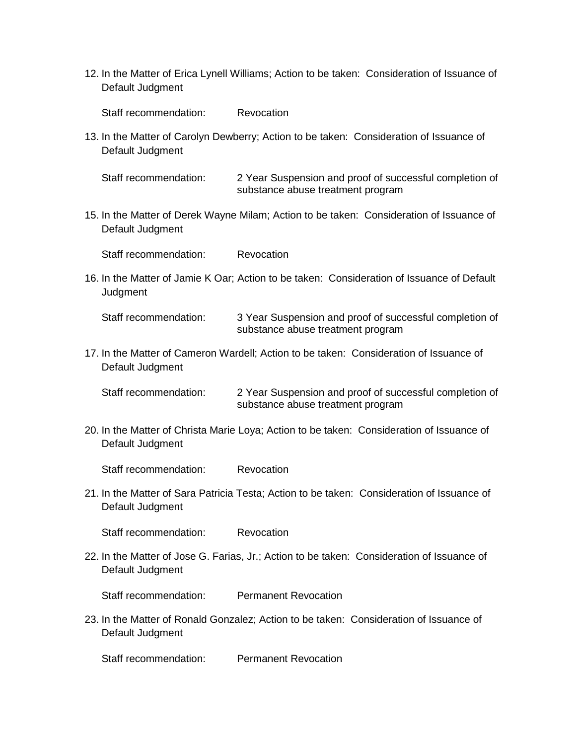12. In the Matter of Erica Lynell Williams; Action to be taken: Consideration of Issuance of Default Judgment

    Staff recommendation: Revocation

13. In the Matter of Carolyn Dewberry; Action to be taken: Consideration of Issuance of Default Judgment

    Staff recommendation: 2 Year Suspension and proof of successful completion of substance abuse treatment program

15. In the Matter of Derek Wayne Milam; Action to be taken: Consideration of Issuance of Default Judgment

    Staff recommendation: Revocation

16. In the Matter of Jamie K Oar; Action to be taken: Consideration of Issuance of Default Judgment

    Staff recommendation: 3 Year Suspension and proof of successful completion of substance abuse treatment program

17. In the Matter of Cameron Wardell; Action to be taken: Consideration of Issuance of Default Judgment

    Staff recommendation: 2 Year Suspension and proof of successful completion of substance abuse treatment program

20. In the Matter of Christa Marie Loya; Action to be taken: Consideration of Issuance of Default Judgment

    Staff recommendation: Revocation

21. In the Matter of Sara Patricia Testa; Action to be taken: Consideration of Issuance of Default Judgment

    Staff recommendation: Revocation

22. In the Matter of Jose G. Farias, Jr.; Action to be taken: Consideration of Issuance of Default Judgment

    Staff recommendation: Permanent Revocation

23. In the Matter of Ronald Gonzalez; Action to be taken: Consideration of Issuance of Default Judgment

    Staff recommendation: Permanent Revocation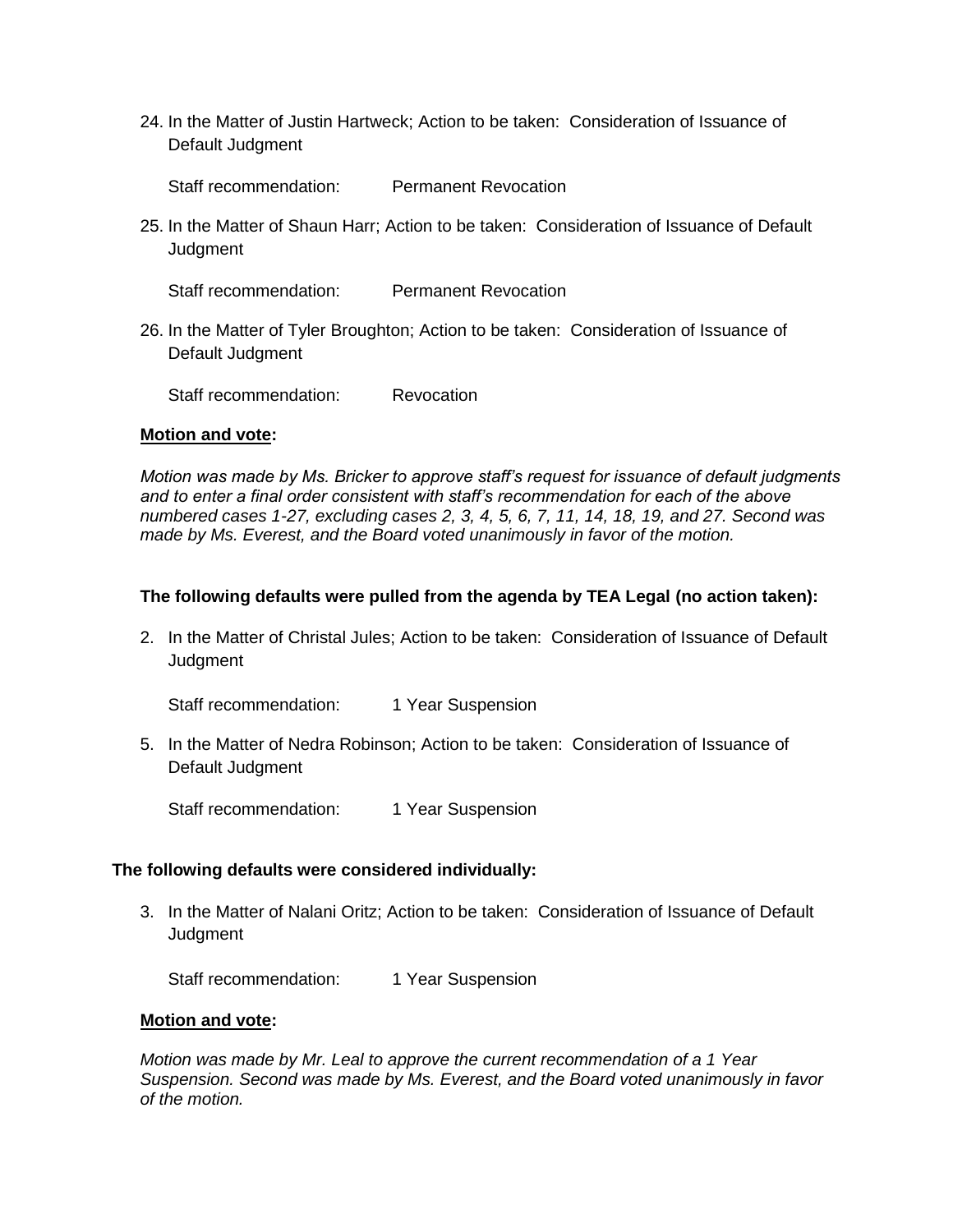24. In the Matter of Justin Hartweck; Action to be taken: Consideration of Issuance of Default Judgment

    Staff recommendation: Permanent Revocation

25. In the Matter of Shaun Harr; Action to be taken: Consideration of Issuance of Default Judgment

    Staff recommendation: Permanent Revocation

26. In the Matter of Tyler Broughton; Action to be taken: Consideration of Issuance of Default Judgment

    Staff recommendation: Revocation

**Motion and vote:**

*Motion was made by Ms. Bricker to approve staff's request for issuance of default judgments and to enter a final order consistent with staff's recommendation for each of the above numbered cases 1-27, excluding cases 2, 3, 4, 5, 6, 7, 11, 14, 18, 19, and 27. Second was made by Ms. Everest, and the Board voted unanimously in favor of the motion.*

**The following defaults were pulled from the agenda by TEA Legal (no action taken):**

2. In the Matter of Christal Jules; Action to be taken: Consideration of Issuance of Default Judgment

   Staff recommendation: 1 Year Suspension

5. In the Matter of Nedra Robinson; Action to be taken: Consideration of Issuance of Default Judgment

   Staff recommendation: 1 Year Suspension

**The following defaults were considered individually:**

3. In the Matter of Nalani Oritz; Action to be taken: Consideration of Issuance of Default Judgment

   Staff recommendation: 1 Year Suspension

**Motion and vote:**

*Motion was made by Mr. Leal to approve the current recommendation of a 1 Year Suspension. Second was made by Ms. Everest, and the Board voted unanimously in favor of the motion.*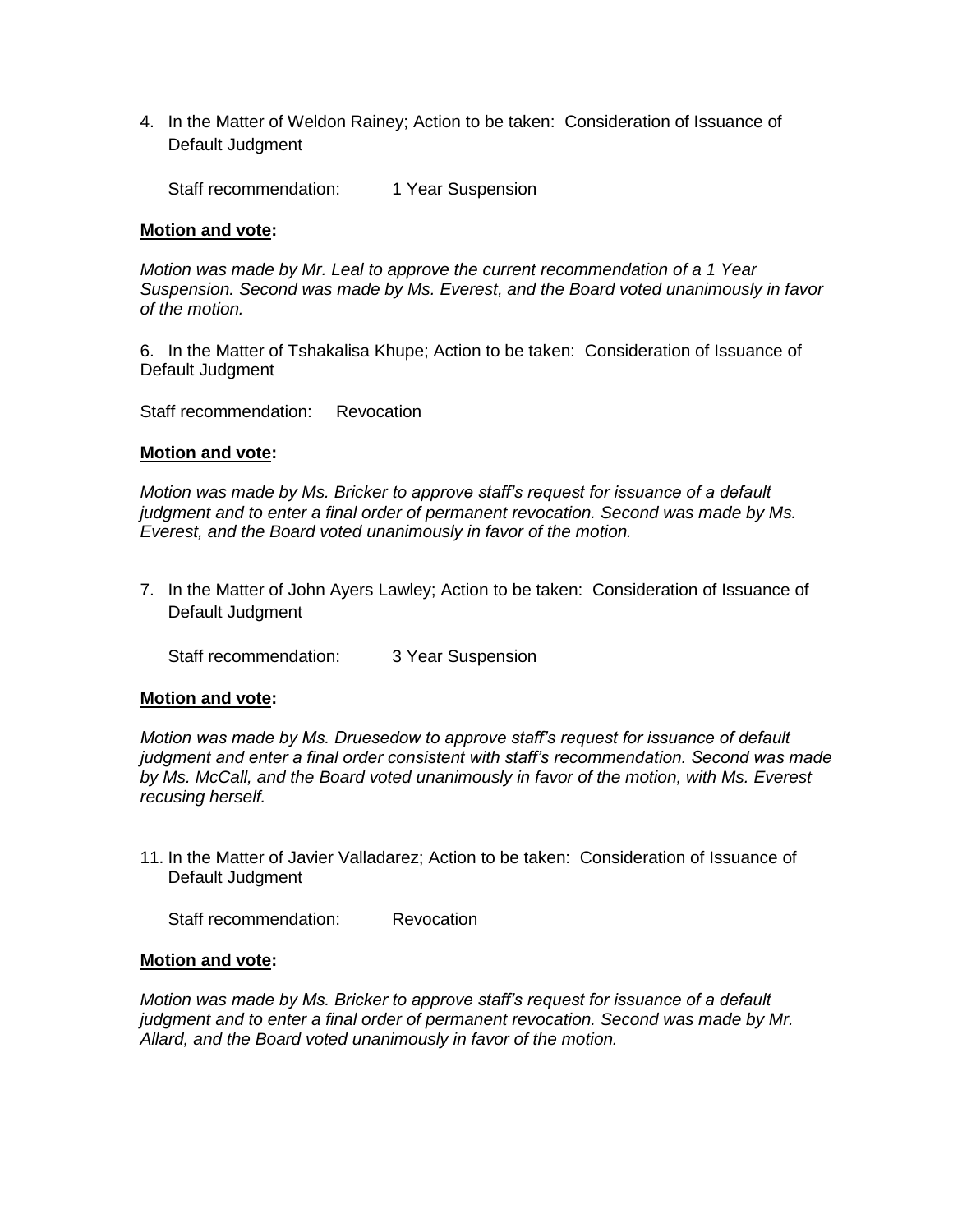4. In the Matter of Weldon Rainey; Action to be taken: Consideration of Issuance of Default Judgment

   Staff recommendation: 1 Year Suspension

**Motion and vote:**

*Motion was made by Mr. Leal to approve the current recommendation of a 1 Year Suspension. Second was made by Ms. Everest, and the Board voted unanimously in favor of the motion.*

6. In the Matter of Tshakalisa Khupe; Action to be taken: Consideration of Issuance of Default Judgment

Staff recommendation: Revocation

**Motion and vote:**

*Motion was made by Ms. Bricker to approve staff's request for issuance of a default judgment and to enter a final order of permanent revocation. Second was made by Ms. Everest, and the Board voted unanimously in favor of the motion.*

7. In the Matter of John Ayers Lawley; Action to be taken: Consideration of Issuance of Default Judgment

   Staff recommendation: 3 Year Suspension

**Motion and vote:**

*Motion was made by Ms. Druesedow to approve staff's request for issuance of default judgment and enter a final order consistent with staff's recommendation. Second was made by Ms. McCall, and the Board voted unanimously in favor of the motion, with Ms. Everest recusing herself.*

11. In the Matter of Javier Valladarez; Action to be taken: Consideration of Issuance of Default Judgment

    Staff recommendation: Revocation

**Motion and vote:**

*Motion was made by Ms. Bricker to approve staff's request for issuance of a default judgment and to enter a final order of permanent revocation. Second was made by Mr. Allard, and the Board voted unanimously in favor of the motion.*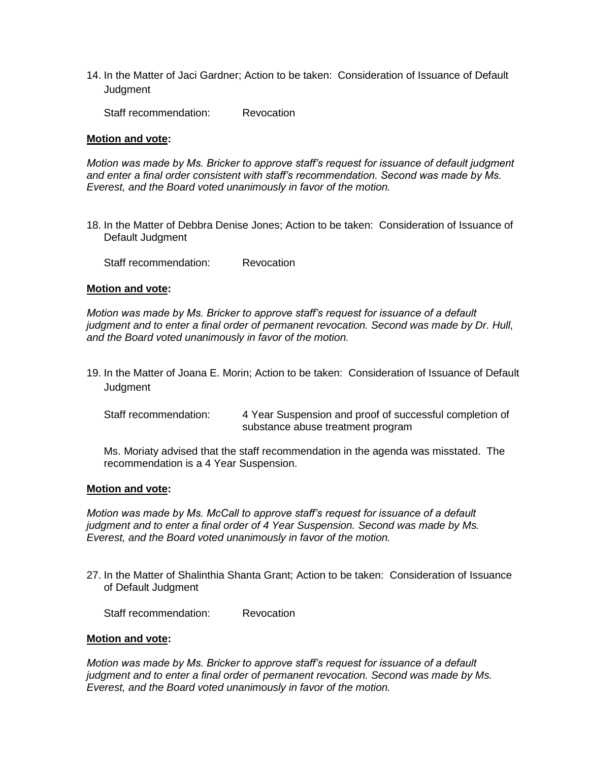14. In the Matter of Jaci Gardner; Action to be taken: Consideration of Issuance of Default Judgment

    Staff recommendation: Revocation

**Motion and vote:**

*Motion was made by Ms. Bricker to approve staff's request for issuance of default judgment and enter a final order consistent with staff's recommendation. Second was made by Ms. Everest, and the Board voted unanimously in favor of the motion.*

18. In the Matter of Debbra Denise Jones; Action to be taken: Consideration of Issuance of Default Judgment

    Staff recommendation: Revocation

**Motion and vote:**

*Motion was made by Ms. Bricker to approve staff's request for issuance of a default judgment and to enter a final order of permanent revocation. Second was made by Dr. Hull, and the Board voted unanimously in favor of the motion.*

19. In the Matter of Joana E. Morin; Action to be taken: Consideration of Issuance of Default Judgment

    Staff recommendation: 4 Year Suspension and proof of successful completion of substance abuse treatment program

    Ms. Moriaty advised that the staff recommendation in the agenda was misstated. The recommendation is a 4 Year Suspension.

**Motion and vote:**

*Motion was made by Ms. McCall to approve staff's request for issuance of a default judgment and to enter a final order of 4 Year Suspension. Second was made by Ms. Everest, and the Board voted unanimously in favor of the motion.*

27. In the Matter of Shalinthia Shanta Grant; Action to be taken: Consideration of Issuance of Default Judgment

    Staff recommendation: Revocation

**Motion and vote:**

*Motion was made by Ms. Bricker to approve staff's request for issuance of a default judgment and to enter a final order of permanent revocation. Second was made by Ms. Everest, and the Board voted unanimously in favor of the motion.*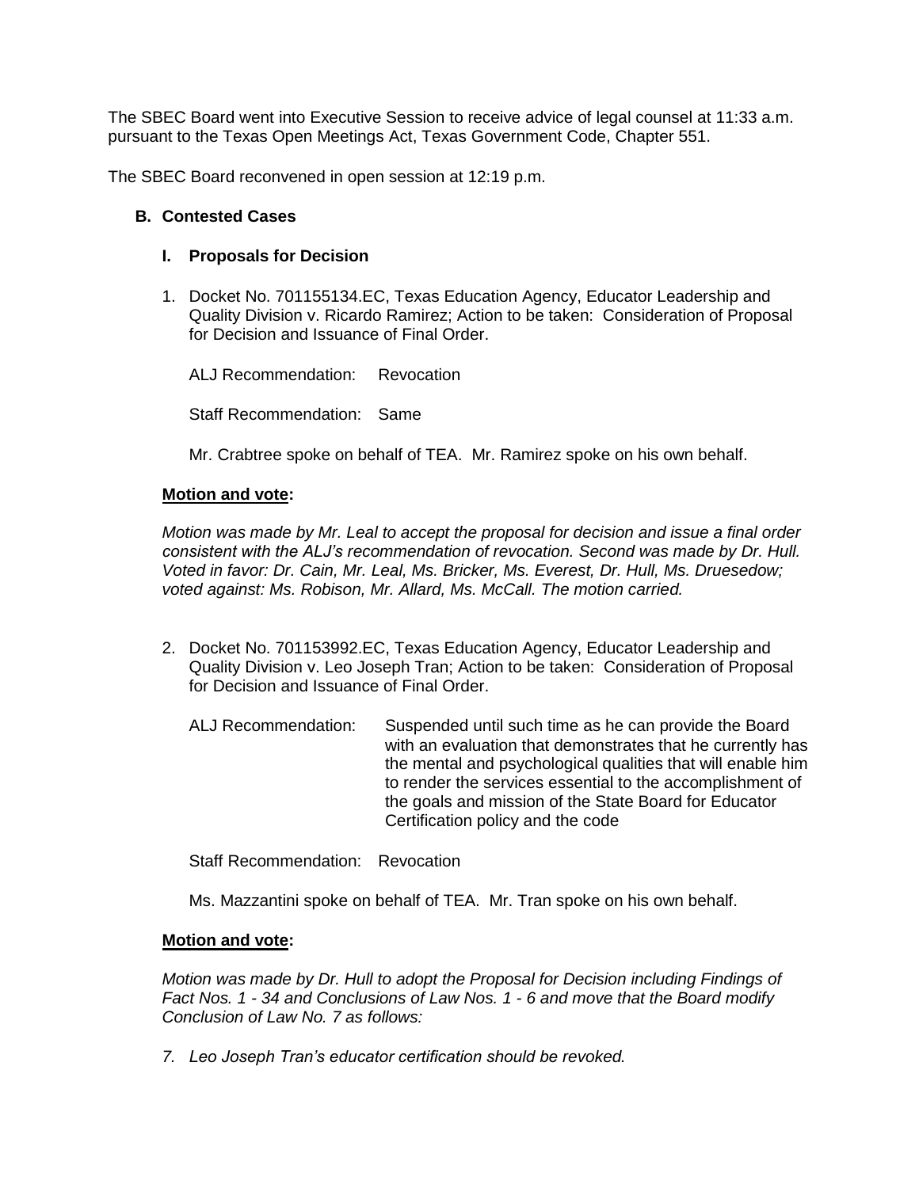The SBEC Board went into Executive Session to receive advice of legal counsel at 11:33 a.m. pursuant to the Texas Open Meetings Act, Texas Government Code, Chapter 551.

The SBEC Board reconvened in open session at 12:19 p.m.

### B. Contested Cases

#### I. Proposals for Decision

1. Docket No. 701155134.EC, Texas Education Agency, Educator Leadership and Quality Division v. Ricardo Ramirez; Action to be taken: Consideration of Proposal for Decision and Issuance of Final Order.

   ALJ Recommendation: Revocation

   Staff Recommendation: Same

   Mr. Crabtree spoke on behalf of TEA. Mr. Ramirez spoke on his own behalf.

**Motion and vote:**

*Motion was made by Mr. Leal to accept the proposal for decision and issue a final order consistent with the ALJ's recommendation of revocation. Second was made by Dr. Hull. Voted in favor: Dr. Cain, Mr. Leal, Ms. Bricker, Ms. Everest, Dr. Hull, Ms. Druesedow; voted against: Ms. Robison, Mr. Allard, Ms. McCall. The motion carried.*

2. Docket No. 701153992.EC, Texas Education Agency, Educator Leadership and Quality Division v. Leo Joseph Tran; Action to be taken: Consideration of Proposal for Decision and Issuance of Final Order.

   ALJ Recommendation: Suspended until such time as he can provide the Board with an evaluation that demonstrates that he currently has the mental and psychological qualities that will enable him to render the services essential to the accomplishment of the goals and mission of the State Board for Educator Certification policy and the code

   Staff Recommendation: Revocation

   Ms. Mazzantini spoke on behalf of TEA. Mr. Tran spoke on his own behalf.

**Motion and vote:**

*Motion was made by Dr. Hull to adopt the Proposal for Decision including Findings of Fact Nos. 1 - 34 and Conclusions of Law Nos. 1 - 6 and move that the Board modify Conclusion of Law No. 7 as follows:*

*7. Leo Joseph Tran's educator certification should be revoked.*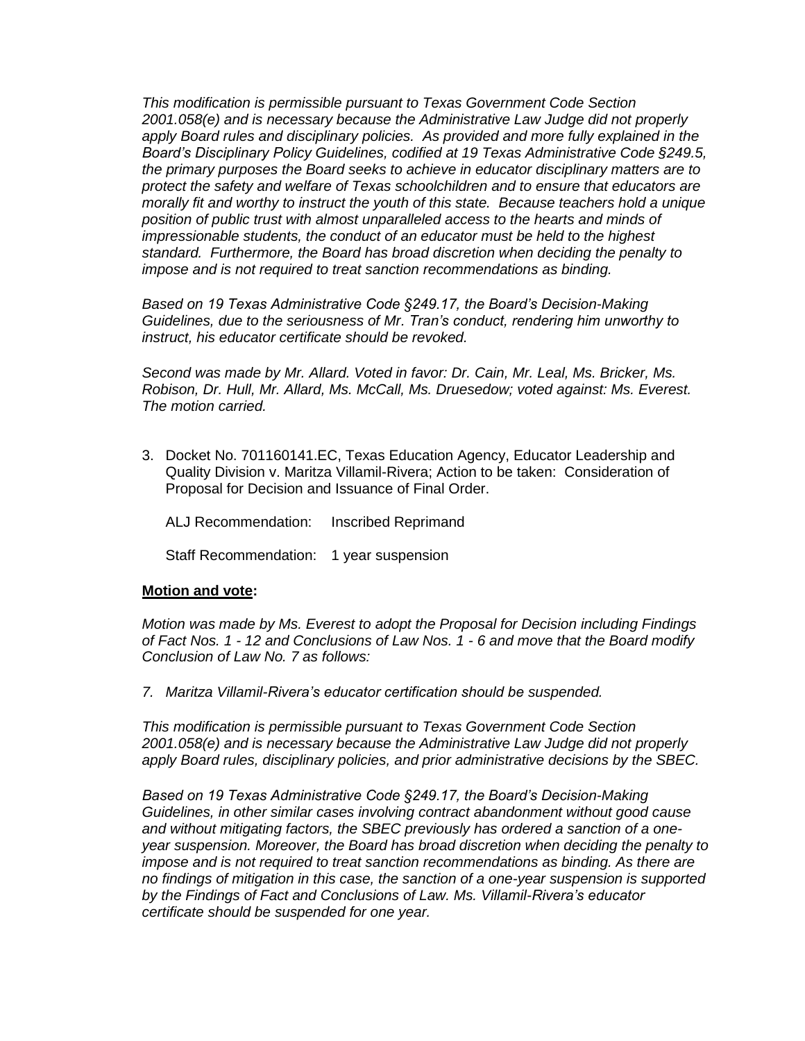*This modification is permissible pursuant to Texas Government Code Section 2001.058(e) and is necessary because the Administrative Law Judge did not properly apply Board rules and disciplinary policies. As provided and more fully explained in the Board's Disciplinary Policy Guidelines, codified at 19 Texas Administrative Code §249.5, the primary purposes the Board seeks to achieve in educator disciplinary matters are to protect the safety and welfare of Texas schoolchildren and to ensure that educators are morally fit and worthy to instruct the youth of this state. Because teachers hold a unique position of public trust with almost unparalleled access to the hearts and minds of impressionable students, the conduct of an educator must be held to the highest standard. Furthermore, the Board has broad discretion when deciding the penalty to impose and is not required to treat sanction recommendations as binding.*

*Based on 19 Texas Administrative Code §249.17, the Board's Decision-Making Guidelines, due to the seriousness of Mr. Tran's conduct, rendering him unworthy to instruct, his educator certificate should be revoked.*

*Second was made by Mr. Allard. Voted in favor: Dr. Cain, Mr. Leal, Ms. Bricker, Ms. Robison, Dr. Hull, Mr. Allard, Ms. McCall, Ms. Druesedow; voted against: Ms. Everest. The motion carried.*

3. Docket No. 701160141.EC, Texas Education Agency, Educator Leadership and Quality Division v. Maritza Villamil-Rivera; Action to be taken: Consideration of Proposal for Decision and Issuance of Final Order.

   ALJ Recommendation: Inscribed Reprimand

   Staff Recommendation: 1 year suspension

**Motion and vote:**

*Motion was made by Ms. Everest to adopt the Proposal for Decision including Findings of Fact Nos. 1 - 12 and Conclusions of Law Nos. 1 - 6 and move that the Board modify Conclusion of Law No. 7 as follows:*

*7. Maritza Villamil-Rivera's educator certification should be suspended.*

*This modification is permissible pursuant to Texas Government Code Section 2001.058(e) and is necessary because the Administrative Law Judge did not properly apply Board rules, disciplinary policies, and prior administrative decisions by the SBEC.*

*Based on 19 Texas Administrative Code §249.17, the Board's Decision-Making Guidelines, in other similar cases involving contract abandonment without good cause and without mitigating factors, the SBEC previously has ordered a sanction of a one-year suspension. Moreover, the Board has broad discretion when deciding the penalty to impose and is not required to treat sanction recommendations as binding. As there are no findings of mitigation in this case, the sanction of a one-year suspension is supported by the Findings of Fact and Conclusions of Law. Ms. Villamil-Rivera's educator certificate should be suspended for one year.*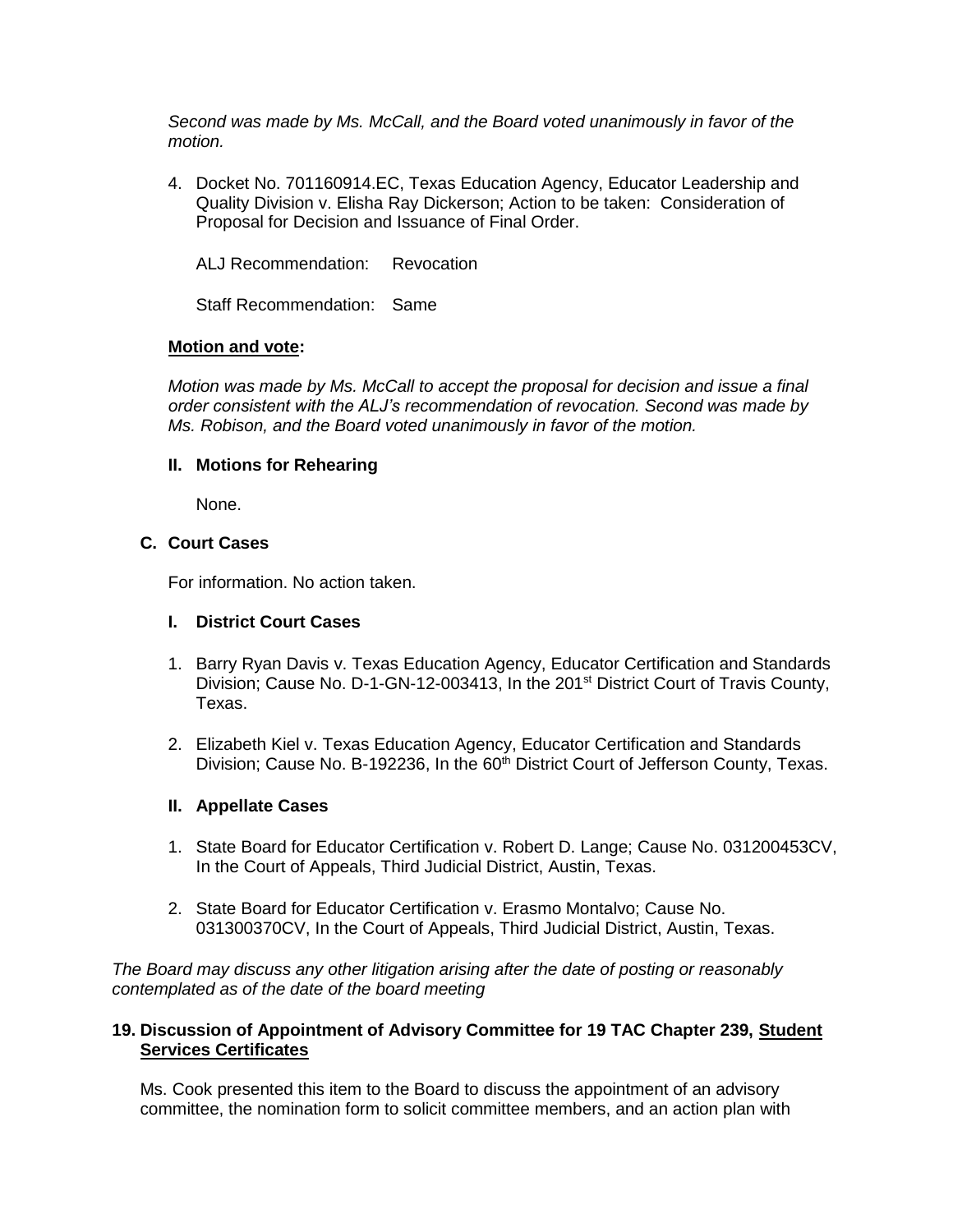*Second was made by Ms. McCall, and the Board voted unanimously in favor of the motion.*

4. Docket No. 701160914.EC, Texas Education Agency, Educator Leadership and Quality Division v. Elisha Ray Dickerson; Action to be taken: Consideration of Proposal for Decision and Issuance of Final Order.

   ALJ Recommendation: Revocation

   Staff Recommendation: Same

**Motion and vote:**

*Motion was made by Ms. McCall to accept the proposal for decision and issue a final order consistent with the ALJ's recommendation of revocation. Second was made by Ms. Robison, and the Board voted unanimously in favor of the motion.*

**II. Motions for Rehearing**

None.

**C. Court Cases**

For information. No action taken.

**I. District Court Cases**

1. Barry Ryan Davis v. Texas Education Agency, Educator Certification and Standards Division; Cause No. D-1-GN-12-003413, In the 201st District Court of Travis County, Texas.

2. Elizabeth Kiel v. Texas Education Agency, Educator Certification and Standards Division; Cause No. B-192236, In the 60th District Court of Jefferson County, Texas.

**II. Appellate Cases**

1. State Board for Educator Certification v. Robert D. Lange; Cause No. 031200453CV, In the Court of Appeals, Third Judicial District, Austin, Texas.

2. State Board for Educator Certification v. Erasmo Montalvo; Cause No. 031300370CV, In the Court of Appeals, Third Judicial District, Austin, Texas.

*The Board may discuss any other litigation arising after the date of posting or reasonably contemplated as of the date of the board meeting*

**19. Discussion of Appointment of Advisory Committee for 19 TAC Chapter 239, Student Services Certificates**

Ms. Cook presented this item to the Board to discuss the appointment of an advisory committee, the nomination form to solicit committee members, and an action plan with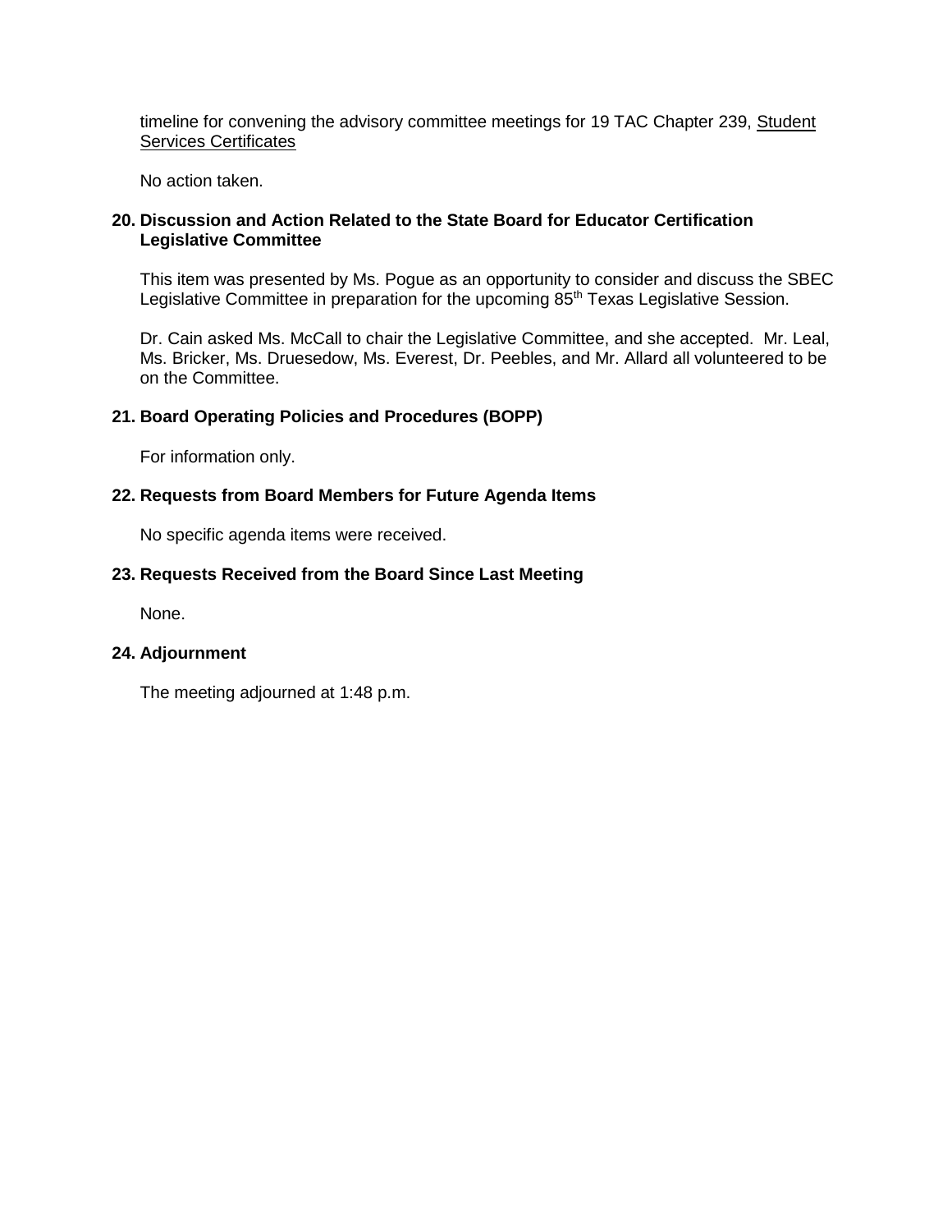timeline for convening the advisory committee meetings for 19 TAC Chapter 239, Student Services Certificates

No action taken.

**20. Discussion and Action Related to the State Board for Educator Certification Legislative Committee**

This item was presented by Ms. Pogue as an opportunity to consider and discuss the SBEC Legislative Committee in preparation for the upcoming 85th Texas Legislative Session.

Dr. Cain asked Ms. McCall to chair the Legislative Committee, and she accepted. Mr. Leal, Ms. Bricker, Ms. Druesedow, Ms. Everest, Dr. Peebles, and Mr. Allard all volunteered to be on the Committee.

**21. Board Operating Policies and Procedures (BOPP)**

For information only.

**22. Requests from Board Members for Future Agenda Items**

No specific agenda items were received.

**23. Requests Received from the Board Since Last Meeting**

None.

**24. Adjournment**

The meeting adjourned at 1:48 p.m.